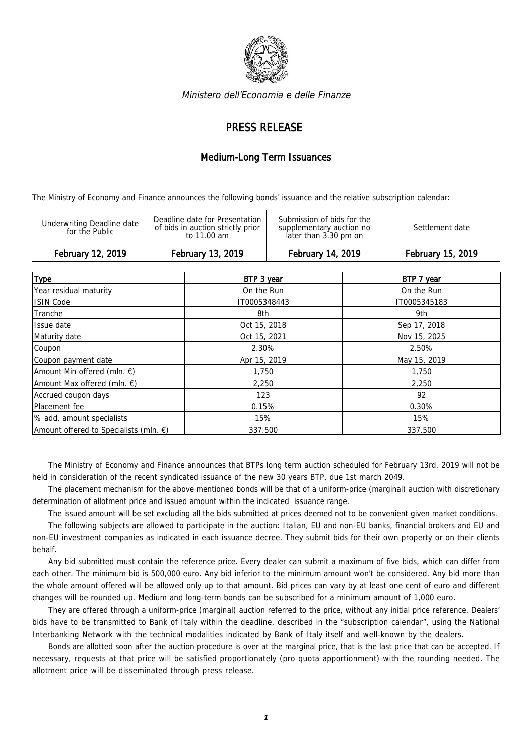*Ministero dell'Economia e delle Finanze*

# PRESS RELEASE

## Medium-Long Term Issuances

The Ministry of Economy and Finance announces the following bonds' issuance and the relative subscription calendar:

| Underwriting Deadline date for the Public | Deadline date for Presentation of bids in auction strictly prior to 11.00 am | Submission of bids for the supplementary auction no later than 3.30 pm on | Settlement date |
|---|---|---|---|
| **February 12, 2019** | **February 13, 2019** | **February 14, 2019** | **February 15, 2019** |

| Type | BTP 3 year | BTP 7 year |
|---|---|---|
| Year residual maturity | On the Run | On the Run |
| ISIN Code | IT0005348443 | IT0005345183 |
| Tranche | 8th | 9th |
| Issue date | Oct 15, 2018 | Sep 17, 2018 |
| Maturity date | Oct 15, 2021 | Nov 15, 2025 |
| Coupon | 2.30% | 2.50% |
| Coupon payment date | Apr 15, 2019 | May 15, 2019 |
| Amount Min offered (mln. €) | 1,750 | 1,750 |
| Amount Max offered (mln. €) | 2,250 | 2,250 |
| Accrued coupon days | 123 | 92 |
| Placement fee | 0.15% | 0.30% |
| % add. amount specialists | 15% | 15% |
| Amount offered to Specialists (mln. €) | 337.500 | 337.500 |

The Ministry of Economy and Finance announces that BTPs long term auction scheduled for February 13rd, 2019 will not be held in consideration of the recent syndicated issuance of the new 30 years BTP, due 1st march 2049.

The placement mechanism for the above mentioned bonds will be that of a uniform-price (marginal) auction with discretionary determination of allotment price and issued amount within the indicated issuance range.

The issued amount will be set excluding all the bids submitted at prices deemed not to be convenient given market conditions.

The following subjects are allowed to participate in the auction: Italian, EU and non-EU banks, financial brokers and EU and non-EU investment companies as indicated in each issuance decree. They submit bids for their own property or on their clients behalf.

Any bid submitted must contain the reference price. Every dealer can submit a maximum of five bids, which can differ from each other. The minimum bid is 500,000 euro. Any bid inferior to the minimum amount won't be considered. Any bid more than the whole amount offered will be allowed only up to that amount. Bid prices can vary by at least one cent of euro and different changes will be rounded up. Medium and long-term bonds can be subscribed for a minimum amount of 1,000 euro.

They are offered through a uniform-price (marginal) auction referred to the price, without any initial price reference. Dealers' bids have to be transmitted to Bank of Italy within the deadline, described in the "subscription calendar", using the National Interbanking Network with the technical modalities indicated by Bank of Italy itself and well-known by the dealers.

Bonds are allotted soon after the auction procedure is over at the marginal price, that is the last price that can be accepted. If necessary, requests at that price will be satisfied proportionately (pro quota apportionment) with the rounding needed. The allotment price will be disseminated through press release.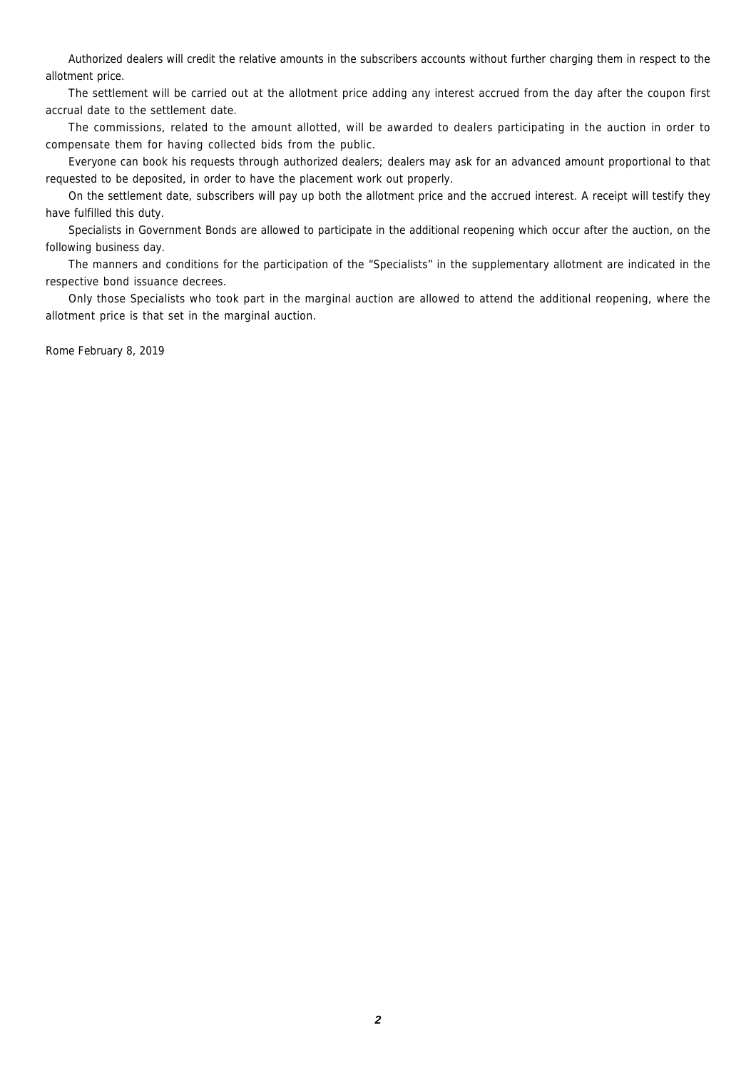Authorized dealers will credit the relative amounts in the subscribers accounts without further charging them in respect to the allotment price.

The settlement will be carried out at the allotment price adding any interest accrued from the day after the coupon first accrual date to the settlement date.

The commissions, related to the amount allotted, will be awarded to dealers participating in the auction in order to compensate them for having collected bids from the public.

Everyone can book his requests through authorized dealers; dealers may ask for an advanced amount proportional to that requested to be deposited, in order to have the placement work out properly.

On the settlement date, subscribers will pay up both the allotment price and the accrued interest. A receipt will testify they have fulfilled this duty.

Specialists in Government Bonds are allowed to participate in the additional reopening which occur after the auction, on the following business day.

The manners and conditions for the participation of the "Specialists" in the supplementary allotment are indicated in the respective bond issuance decrees.

Only those Specialists who took part in the marginal auction are allowed to attend the additional reopening, where the allotment price is that set in the marginal auction.

Rome February 8, 2019